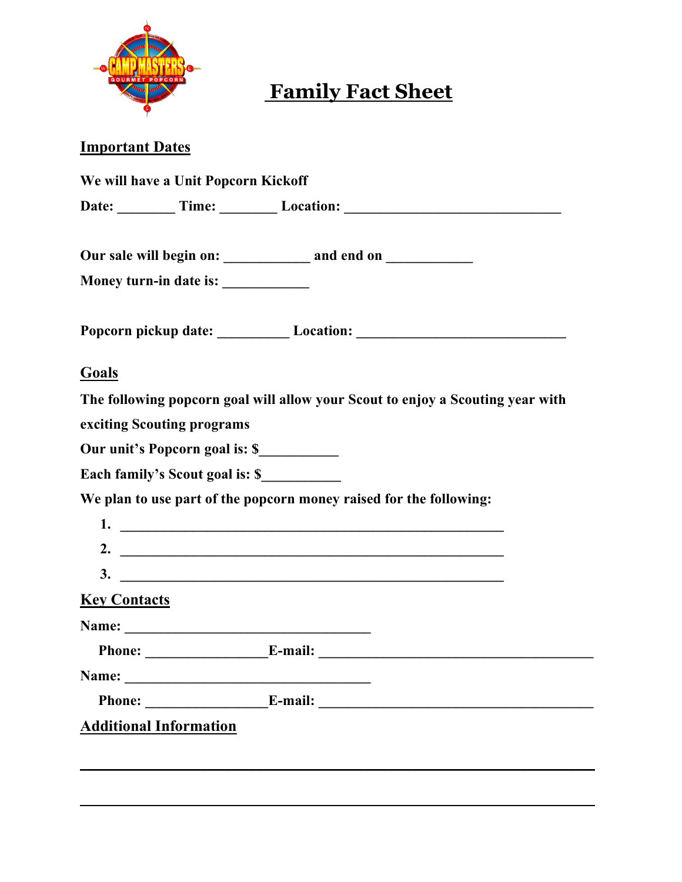# Family Fact Sheet

## Important Dates

**We will have a Unit Popcorn Kickoff**

**Date: ________ Time: ________ Location: ______________________________**

**Our sale will begin on: ____________ and end on ____________**

**Money turn-in date is: ____________**

**Popcorn pickup date: __________ Location: _____________________________**

## Goals

**The following popcorn goal will allow your Scout to enjoy a Scouting year with exciting Scouting programs**

**Our unit's Popcorn goal is: $___________**

**Each family's Scout goal is: $___________**

**We plan to use part of the popcorn money raised for the following:**

1. _____________________________________________________
2. _____________________________________________________
3. _____________________________________________________

## Key Contacts

**Name: __________________________________**

**Phone: _________________E-mail: ______________________________________**

**Name: __________________________________**

**Phone: _________________E-mail: ______________________________________**

## Additional Information

_______________________________________________________________________

_______________________________________________________________________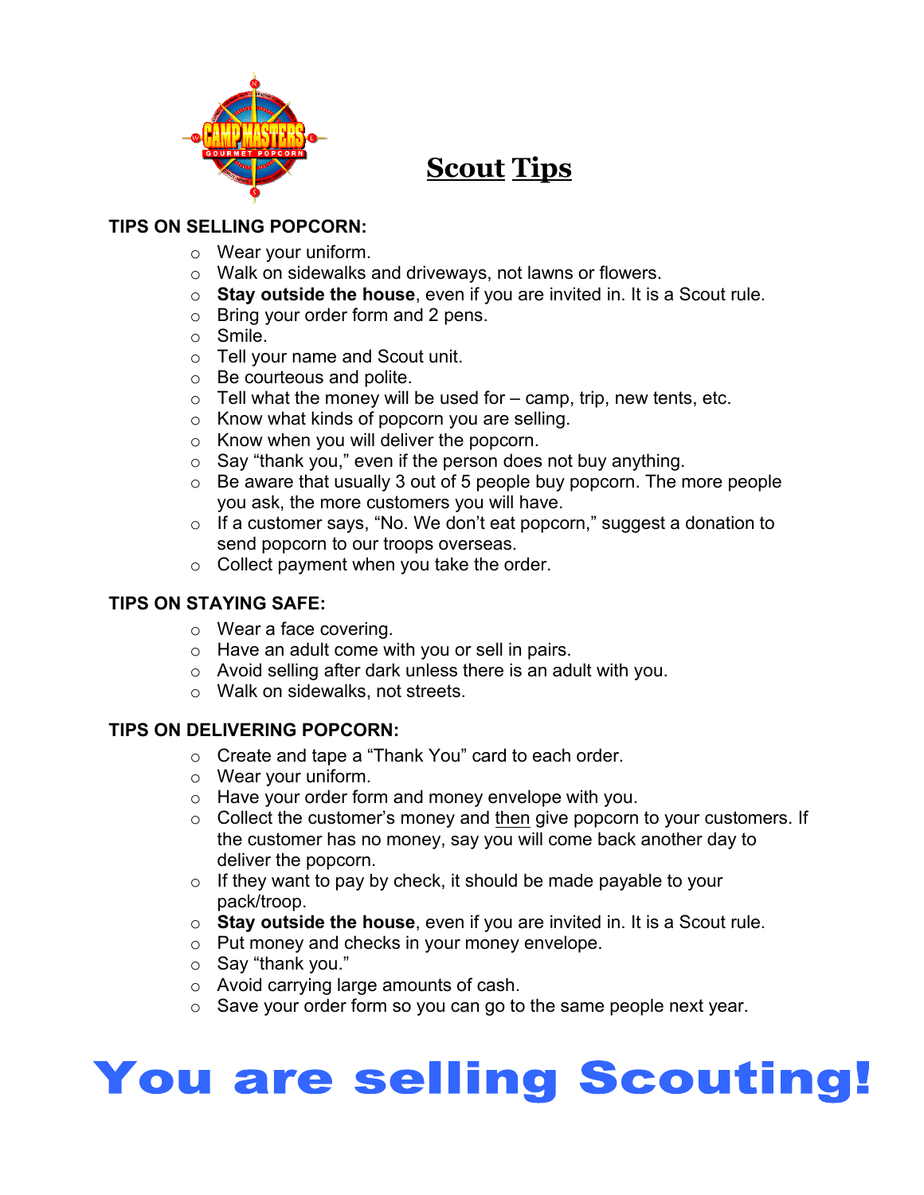# Scout Tips

## TIPS ON SELLING POPCORN:

- Wear your uniform.
- Walk on sidewalks and driveways, not lawns or flowers.
- **Stay outside the house**, even if you are invited in. It is a Scout rule.
- Bring your order form and 2 pens.
- Smile.
- Tell your name and Scout unit.
- Be courteous and polite.
- Tell what the money will be used for – camp, trip, new tents, etc.
- Know what kinds of popcorn you are selling.
- Know when you will deliver the popcorn.
- Say “thank you,” even if the person does not buy anything.
- Be aware that usually 3 out of 5 people buy popcorn. The more people you ask, the more customers you will have.
- If a customer says, “No. We don’t eat popcorn,” suggest a donation to send popcorn to our troops overseas.
- Collect payment when you take the order.

## TIPS ON STAYING SAFE:

- Wear a face covering.
- Have an adult come with you or sell in pairs.
- Avoid selling after dark unless there is an adult with you.
- Walk on sidewalks, not streets.

## TIPS ON DELIVERING POPCORN:

- Create and tape a “Thank You” card to each order.
- Wear your uniform.
- Have your order form and money envelope with you.
- Collect the customer’s money and then give popcorn to your customers. If the customer has no money, say you will come back another day to deliver the popcorn.
- If they want to pay by check, it should be made payable to your pack/troop.
- **Stay outside the house**, even if you are invited in. It is a Scout rule.
- Put money and checks in your money envelope.
- Say “thank you.”
- Avoid carrying large amounts of cash.
- Save your order form so you can go to the same people next year.

# You are selling Scouting!